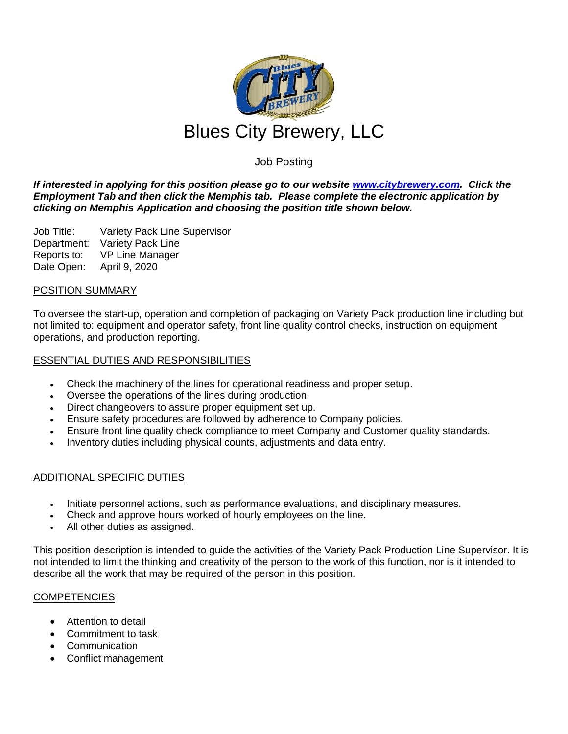# Blues City Brewery, LLC

## Job Posting

***If interested in applying for this position please go to our website [www.citybrewery.com](http://www.citybrewery.com). Click the Employment Tab and then click the Memphis tab. Please complete the electronic application by clicking on Memphis Application and choosing the position title shown below.***

Job Title: Variety Pack Line Supervisor
Department: Variety Pack Line
Reports to: VP Line Manager
Date Open: April 9, 2020

### POSITION SUMMARY

To oversee the start-up, operation and completion of packaging on Variety Pack production line including but not limited to: equipment and operator safety, front line quality control checks, instruction on equipment operations, and production reporting.

### ESSENTIAL DUTIES AND RESPONSIBILITIES

- Check the machinery of the lines for operational readiness and proper setup.
- Oversee the operations of the lines during production.
- Direct changeovers to assure proper equipment set up.
- Ensure safety procedures are followed by adherence to Company policies.
- Ensure front line quality check compliance to meet Company and Customer quality standards.
- Inventory duties including physical counts, adjustments and data entry.

### ADDITIONAL SPECIFIC DUTIES

- Initiate personnel actions, such as performance evaluations, and disciplinary measures.
- Check and approve hours worked of hourly employees on the line.
- All other duties as assigned.

This position description is intended to guide the activities of the Variety Pack Production Line Supervisor. It is not intended to limit the thinking and creativity of the person to the work of this function, nor is it intended to describe all the work that may be required of the person in this position.

### COMPETENCIES

- Attention to detail
- Commitment to task
- Communication
- Conflict management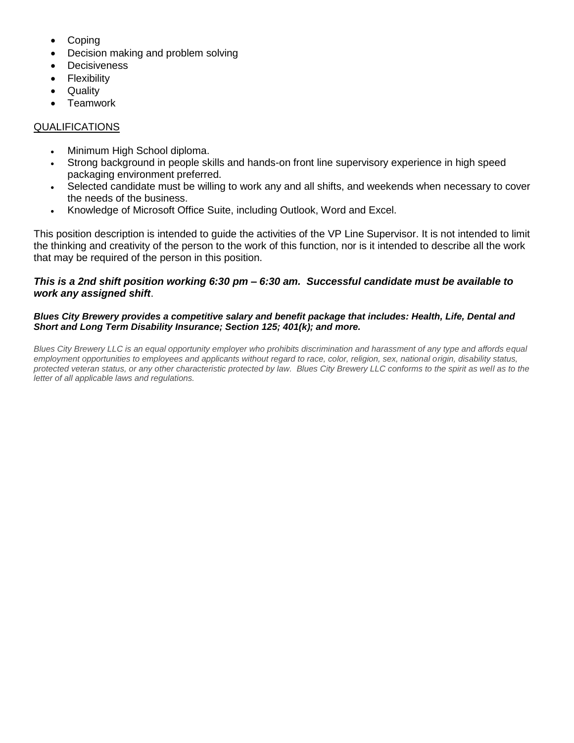- Coping
- Decision making and problem solving
- Decisiveness
- Flexibility
- Quality
- Teamwork

## QUALIFICATIONS

- Minimum High School diploma.
- Strong background in people skills and hands-on front line supervisory experience in high speed packaging environment preferred.
- Selected candidate must be willing to work any and all shifts, and weekends when necessary to cover the needs of the business.
- Knowledge of Microsoft Office Suite, including Outlook, Word and Excel.

This position description is intended to guide the activities of the VP Line Supervisor. It is not intended to limit the thinking and creativity of the person to the work of this function, nor is it intended to describe all the work that may be required of the person in this position.

***This is a 2nd shift position working 6:30 pm – 6:30 am. Successful candidate must be available to work any assigned shift*.**

***Blues City Brewery provides a competitive salary and benefit package that includes: Health, Life, Dental and Short and Long Term Disability Insurance; Section 125; 401(k); and more.***

*Blues City Brewery LLC is an equal opportunity employer who prohibits discrimination and harassment of any type and affords equal employment opportunities to employees and applicants without regard to race, color, religion, sex, national origin, disability status, protected veteran status, or any other characteristic protected by law. Blues City Brewery LLC conforms to the spirit as well as to the letter of all applicable laws and regulations.*